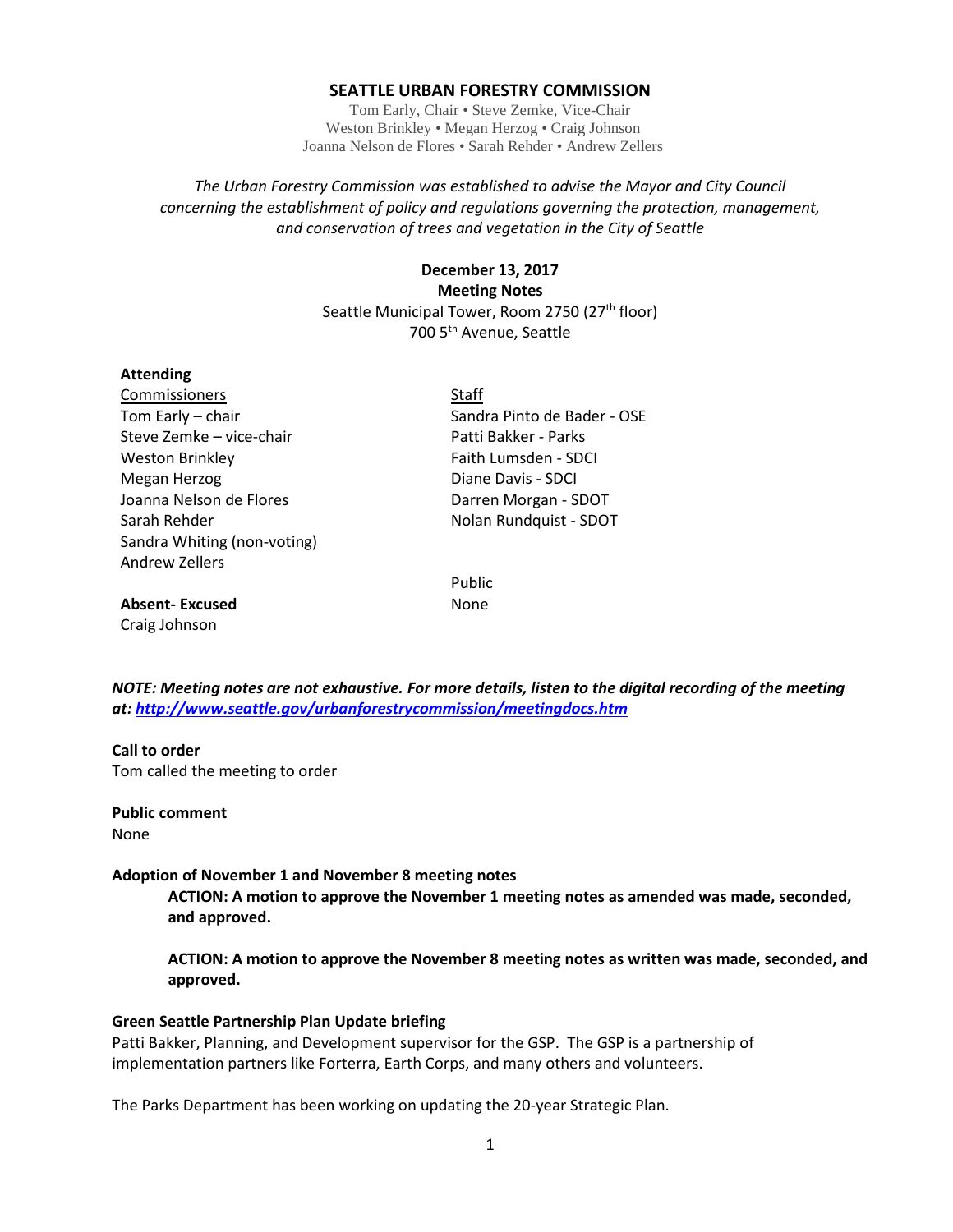# SEATTLE URBAN FORESTRY COMMISSION

Tom Early, Chair • Steve Zemke, Vice-Chair
Weston Brinkley • Megan Herzog • Craig Johnson
Joanna Nelson de Flores • Sarah Rehder • Andrew Zellers

*The Urban Forestry Commission was established to advise the Mayor and City Council concerning the establishment of policy and regulations governing the protection, management, and conservation of trees and vegetation in the City of Seattle*

**December 13, 2017**
**Meeting Notes**
Seattle Municipal Tower, Room 2750 (27th floor)
700 5th Avenue, Seattle

**Attending**

Commissioners
Tom Early – chair
Steve Zemke – vice-chair
Weston Brinkley
Megan Herzog
Joanna Nelson de Flores
Sarah Rehder
Sandra Whiting (non-voting)
Andrew Zellers

Staff
Sandra Pinto de Bader - OSE
Patti Bakker - Parks
Faith Lumsden - SDCI
Diane Davis - SDCI
Darren Morgan - SDOT
Nolan Rundquist - SDOT

Public
None

**Absent- Excused**
Craig Johnson

***NOTE: Meeting notes are not exhaustive. For more details, listen to the digital recording of the meeting at: http://www.seattle.gov/urbanforestrycommission/meetingdocs.htm***

**Call to order**
Tom called the meeting to order

**Public comment**
None

**Adoption of November 1 and November 8 meeting notes**

**ACTION: A motion to approve the November 1 meeting notes as amended was made, seconded, and approved.**

**ACTION: A motion to approve the November 8 meeting notes as written was made, seconded, and approved.**

**Green Seattle Partnership Plan Update briefing**
Patti Bakker, Planning, and Development supervisor for the GSP. The GSP is a partnership of implementation partners like Forterra, Earth Corps, and many others and volunteers.

The Parks Department has been working on updating the 20-year Strategic Plan.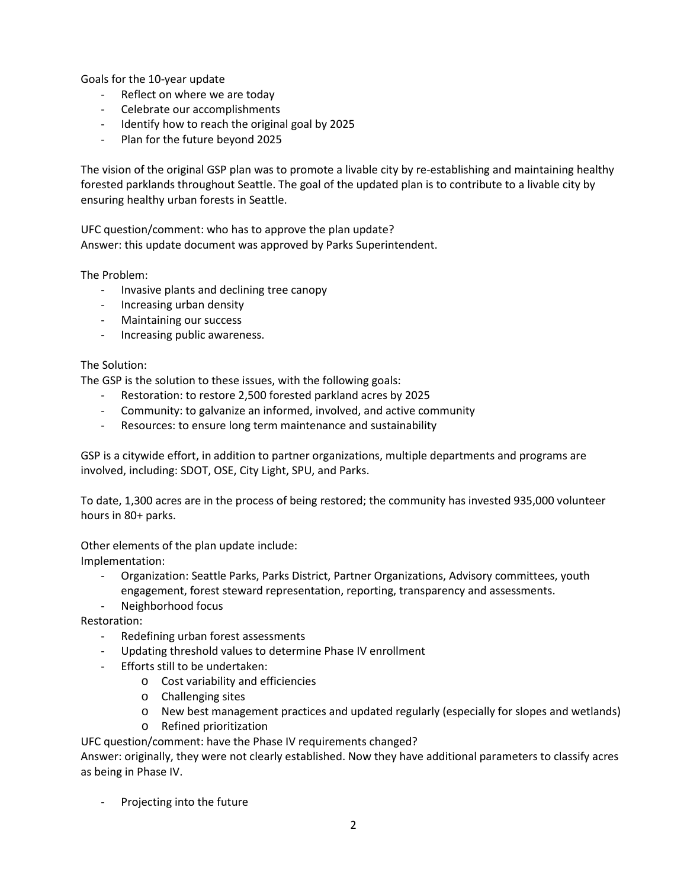Goals for the 10-year update

- Reflect on where we are today
- Celebrate our accomplishments
- Identify how to reach the original goal by 2025
- Plan for the future beyond 2025

The vision of the original GSP plan was to promote a livable city by re-establishing and maintaining healthy forested parklands throughout Seattle. The goal of the updated plan is to contribute to a livable city by ensuring healthy urban forests in Seattle.

UFC question/comment: who has to approve the plan update?
Answer: this update document was approved by Parks Superintendent.

The Problem:

- Invasive plants and declining tree canopy
- Increasing urban density
- Maintaining our success
- Increasing public awareness.

The Solution:
The GSP is the solution to these issues, with the following goals:

- Restoration: to restore 2,500 forested parkland acres by 2025
- Community: to galvanize an informed, involved, and active community
- Resources: to ensure long term maintenance and sustainability

GSP is a citywide effort, in addition to partner organizations, multiple departments and programs are involved, including: SDOT, OSE, City Light, SPU, and Parks.

To date, 1,300 acres are in the process of being restored; the community has invested 935,000 volunteer hours in 80+ parks.

Other elements of the plan update include:
Implementation:

- Organization: Seattle Parks, Parks District, Partner Organizations, Advisory committees, youth engagement, forest steward representation, reporting, transparency and assessments.
- Neighborhood focus

Restoration:

- Redefining urban forest assessments
- Updating threshold values to determine Phase IV enrollment
- Efforts still to be undertaken:
  - Cost variability and efficiencies
  - Challenging sites
  - New best management practices and updated regularly (especially for slopes and wetlands)
  - Refined prioritization

UFC question/comment: have the Phase IV requirements changed?
Answer: originally, they were not clearly established. Now they have additional parameters to classify acres as being in Phase IV.

- Projecting into the future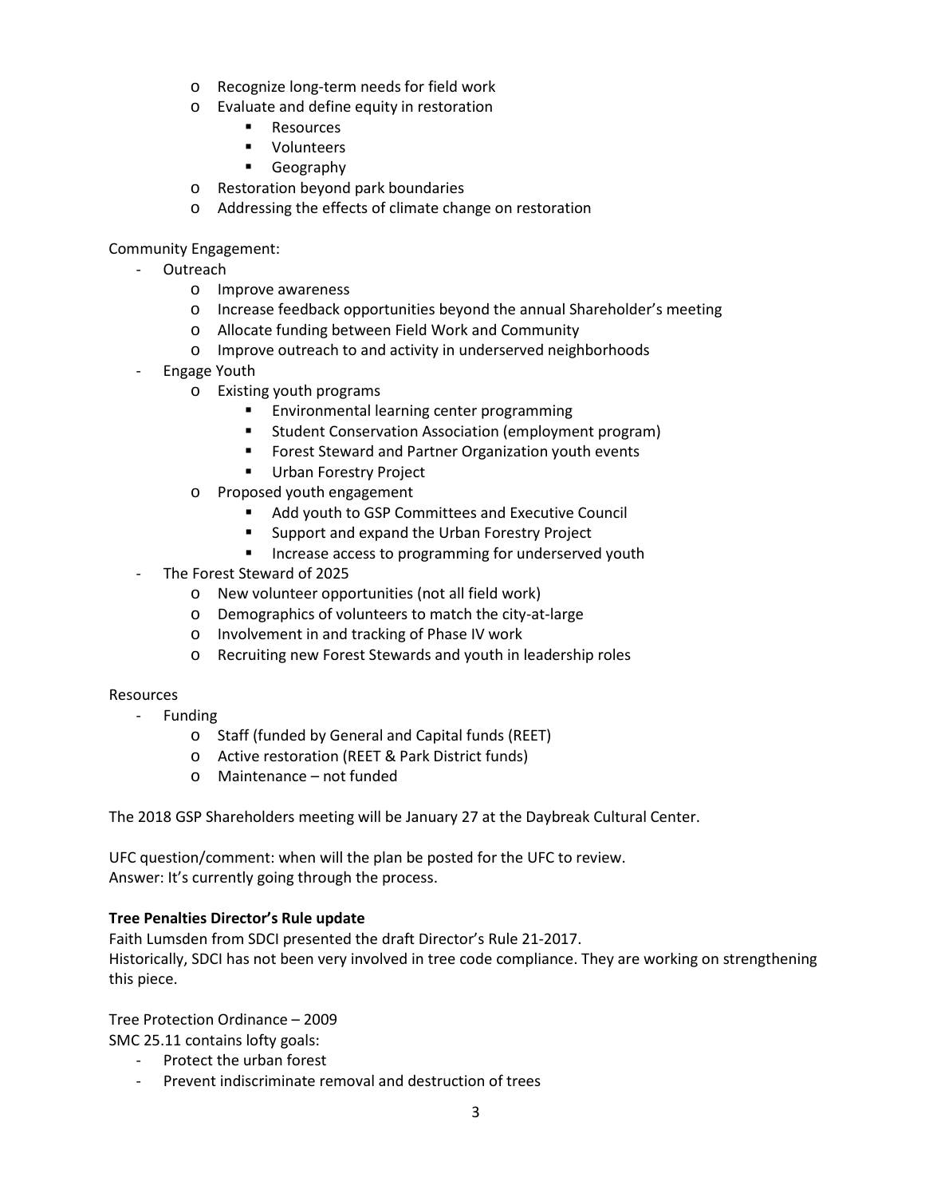- Recognize long-term needs for field work
    - Evaluate and define equity in restoration
        - Resources
        - Volunteers
        - Geography
    - Restoration beyond park boundaries
    - Addressing the effects of climate change on restoration

Community Engagement:

- Outreach
    - Improve awareness
    - Increase feedback opportunities beyond the annual Shareholder's meeting
    - Allocate funding between Field Work and Community
    - Improve outreach to and activity in underserved neighborhoods
- Engage Youth
    - Existing youth programs
        - Environmental learning center programming
        - Student Conservation Association (employment program)
        - Forest Steward and Partner Organization youth events
        - Urban Forestry Project
    - Proposed youth engagement
        - Add youth to GSP Committees and Executive Council
        - Support and expand the Urban Forestry Project
        - Increase access to programming for underserved youth
- The Forest Steward of 2025
    - New volunteer opportunities (not all field work)
    - Demographics of volunteers to match the city-at-large
    - Involvement in and tracking of Phase IV work
    - Recruiting new Forest Stewards and youth in leadership roles

Resources

- Funding
    - Staff (funded by General and Capital funds (REET)
    - Active restoration (REET & Park District funds)
    - Maintenance – not funded

The 2018 GSP Shareholders meeting will be January 27 at the Daybreak Cultural Center.

UFC question/comment: when will the plan be posted for the UFC to review.
Answer: It's currently going through the process.

**Tree Penalties Director's Rule update**

Faith Lumsden from SDCI presented the draft Director's Rule 21-2017.
Historically, SDCI has not been very involved in tree code compliance. They are working on strengthening this piece.

Tree Protection Ordinance – 2009
SMC 25.11 contains lofty goals:

- Protect the urban forest
- Prevent indiscriminate removal and destruction of trees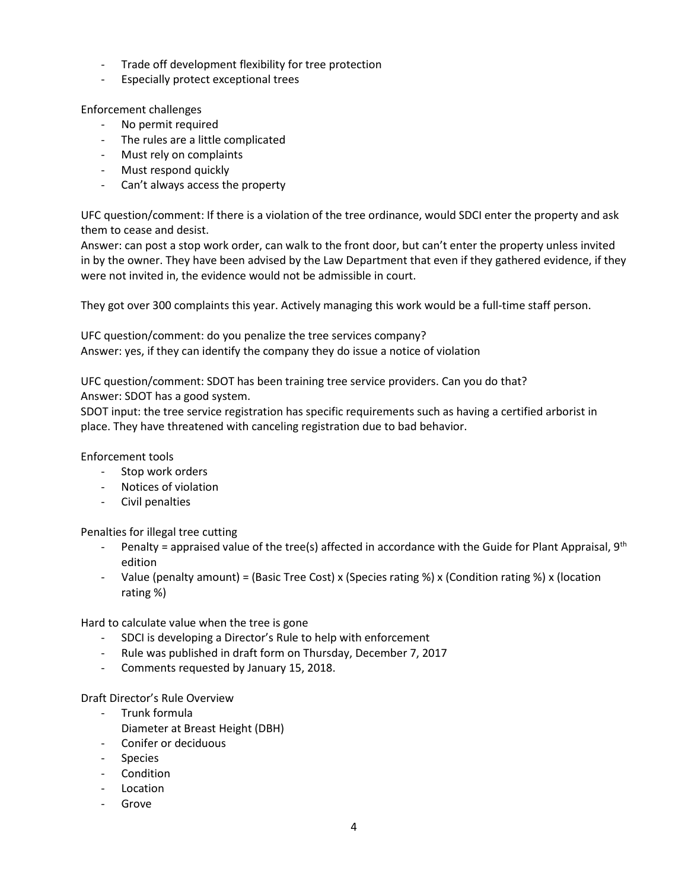- Trade off development flexibility for tree protection
- Especially protect exceptional trees

Enforcement challenges

- No permit required
- The rules are a little complicated
- Must rely on complaints
- Must respond quickly
- Can't always access the property

UFC question/comment: If there is a violation of the tree ordinance, would SDCI enter the property and ask them to cease and desist.
Answer: can post a stop work order, can walk to the front door, but can't enter the property unless invited in by the owner. They have been advised by the Law Department that even if they gathered evidence, if they were not invited in, the evidence would not be admissible in court.

They got over 300 complaints this year. Actively managing this work would be a full-time staff person.

UFC question/comment: do you penalize the tree services company?
Answer: yes, if they can identify the company they do issue a notice of violation

UFC question/comment: SDOT has been training tree service providers. Can you do that?
Answer: SDOT has a good system.
SDOT input: the tree service registration has specific requirements such as having a certified arborist in place. They have threatened with canceling registration due to bad behavior.

Enforcement tools

- Stop work orders
- Notices of violation
- Civil penalties

Penalties for illegal tree cutting

- Penalty = appraised value of the tree(s) affected in accordance with the Guide for Plant Appraisal, 9th edition
- Value (penalty amount) = (Basic Tree Cost) x (Species rating %) x (Condition rating %) x (location rating %)

Hard to calculate value when the tree is gone

- SDCI is developing a Director's Rule to help with enforcement
- Rule was published in draft form on Thursday, December 7, 2017
- Comments requested by January 15, 2018.

Draft Director's Rule Overview

- Trunk formula
  Diameter at Breast Height (DBH)
- Conifer or deciduous
- Species
- Condition
- Location
- Grove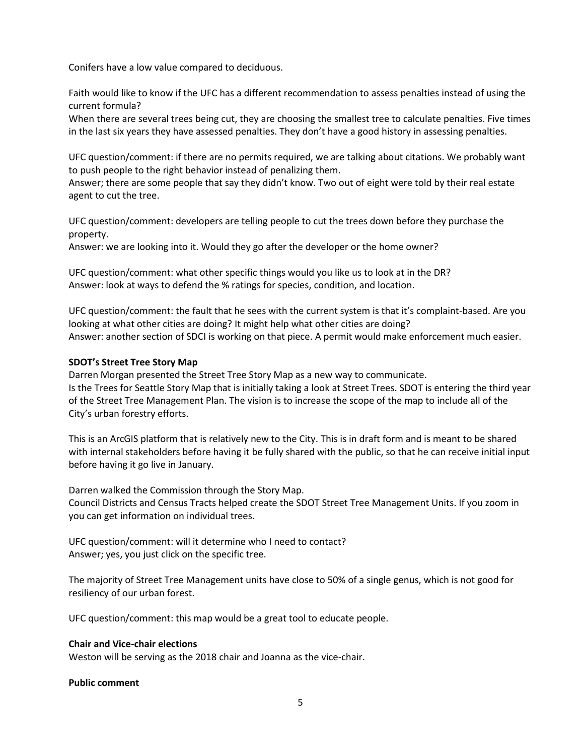Conifers have a low value compared to deciduous.

Faith would like to know if the UFC has a different recommendation to assess penalties instead of using the current formula?
When there are several trees being cut, they are choosing the smallest tree to calculate penalties. Five times in the last six years they have assessed penalties. They don't have a good history in assessing penalties.

UFC question/comment: if there are no permits required, we are talking about citations. We probably want to push people to the right behavior instead of penalizing them.
Answer; there are some people that say they didn't know. Two out of eight were told by their real estate agent to cut the tree.

UFC question/comment: developers are telling people to cut the trees down before they purchase the property.
Answer: we are looking into it. Would they go after the developer or the home owner?

UFC question/comment: what other specific things would you like us to look at in the DR?
Answer: look at ways to defend the % ratings for species, condition, and location.

UFC question/comment: the fault that he sees with the current system is that it's complaint-based. Are you looking at what other cities are doing? It might help what other cities are doing?
Answer: another section of SDCI is working on that piece. A permit would make enforcement much easier.

**SDOT's Street Tree Story Map**

Darren Morgan presented the Street Tree Story Map as a new way to communicate.
Is the Trees for Seattle Story Map that is initially taking a look at Street Trees. SDOT is entering the third year of the Street Tree Management Plan. The vision is to increase the scope of the map to include all of the City's urban forestry efforts.

This is an ArcGIS platform that is relatively new to the City. This is in draft form and is meant to be shared with internal stakeholders before having it be fully shared with the public, so that he can receive initial input before having it go live in January.

Darren walked the Commission through the Story Map.
Council Districts and Census Tracts helped create the SDOT Street Tree Management Units. If you zoom in you can get information on individual trees.

UFC question/comment: will it determine who I need to contact?
Answer; yes, you just click on the specific tree.

The majority of Street Tree Management units have close to 50% of a single genus, which is not good for resiliency of our urban forest.

UFC question/comment: this map would be a great tool to educate people.

**Chair and Vice-chair elections**

Weston will be serving as the 2018 chair and Joanna as the vice-chair.

**Public comment**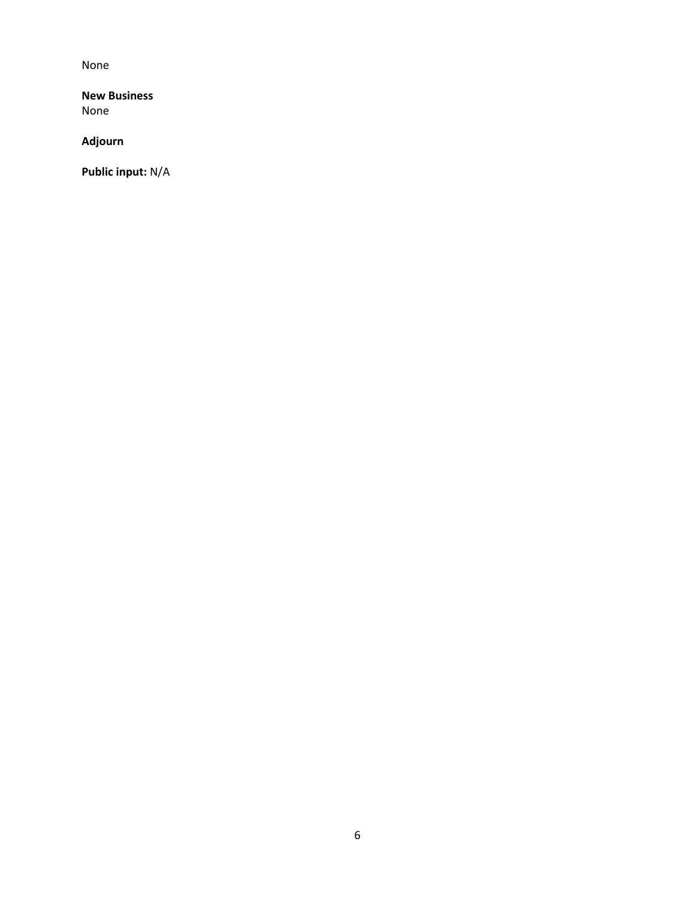None

**New Business**
None

**Adjourn**

**Public input:** N/A